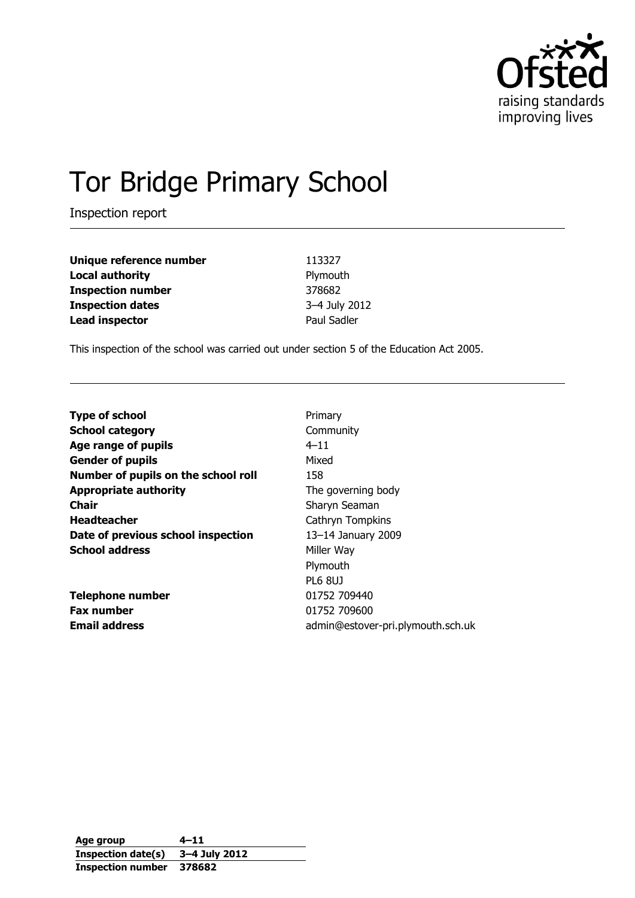# Tor Bridge Primary School

Inspection report

| | |
|---|---|
| **Unique reference number** | 113327 |
| **Local authority** | Plymouth |
| **Inspection number** | 378682 |
| **Inspection dates** | 3–4 July 2012 |
| **Lead inspector** | Paul Sadler |

This inspection of the school was carried out under section 5 of the Education Act 2005.

| | |
|---|---|
| **Type of school** | Primary |
| **School category** | Community |
| **Age range of pupils** | 4–11 |
| **Gender of pupils** | Mixed |
| **Number of pupils on the school roll** | 158 |
| **Appropriate authority** | The governing body |
| **Chair** | Sharyn Seaman |
| **Headteacher** | Cathryn Tompkins |
| **Date of previous school inspection** | 13–14 January 2009 |
| **School address** | Miller Way<br>Plymouth<br>PL6 8UJ |
| **Telephone number** | 01752 709440 |
| **Fax number** | 01752 709600 |
| **Email address** | admin@estover-pri.plymouth.sch.uk |

| | |
|---|---|
| **Age group** | **4–11** |
| **Inspection date(s)** | **3–4 July 2012** |
| **Inspection number** | **378682** |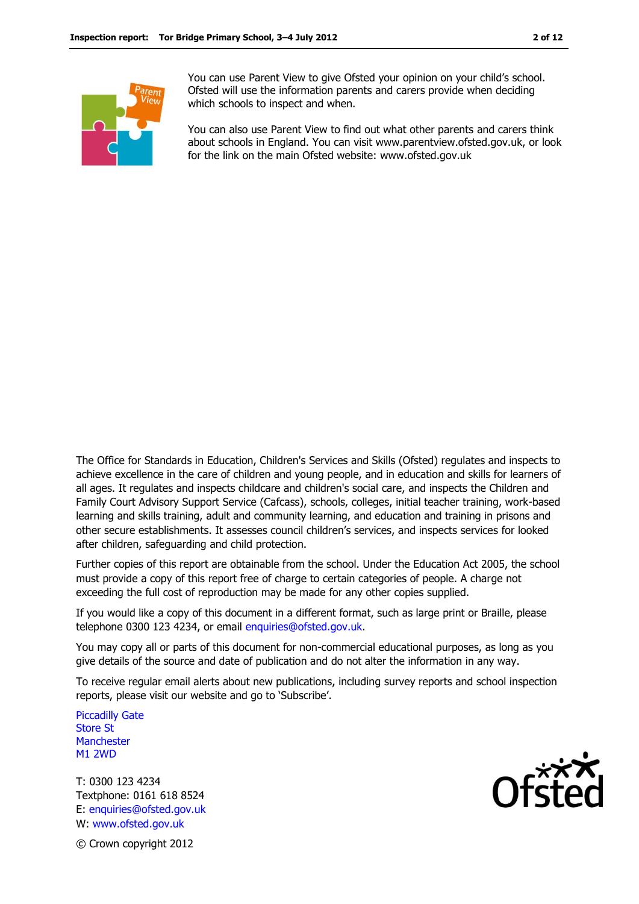You can use Parent View to give Ofsted your opinion on your child's school. Ofsted will use the information parents and carers provide when deciding which schools to inspect and when.

You can also use Parent View to find out what other parents and carers think about schools in England. You can visit www.parentview.ofsted.gov.uk, or look for the link on the main Ofsted website: www.ofsted.gov.uk

The Office for Standards in Education, Children's Services and Skills (Ofsted) regulates and inspects to achieve excellence in the care of children and young people, and in education and skills for learners of all ages. It regulates and inspects childcare and children's social care, and inspects the Children and Family Court Advisory Support Service (Cafcass), schools, colleges, initial teacher training, work-based learning and skills training, adult and community learning, and education and training in prisons and other secure establishments. It assesses council children's services, and inspects services for looked after children, safeguarding and child protection.

Further copies of this report are obtainable from the school. Under the Education Act 2005, the school must provide a copy of this report free of charge to certain categories of people. A charge not exceeding the full cost of reproduction may be made for any other copies supplied.

If you would like a copy of this document in a different format, such as large print or Braille, please telephone 0300 123 4234, or email enquiries@ofsted.gov.uk.

You may copy all or parts of this document for non-commercial educational purposes, as long as you give details of the source and date of publication and do not alter the information in any way.

To receive regular email alerts about new publications, including survey reports and school inspection reports, please visit our website and go to 'Subscribe'.

Piccadilly Gate
Store St
Manchester
M1 2WD

T: 0300 123 4234
Textphone: 0161 618 8524
E: enquiries@ofsted.gov.uk
W: www.ofsted.gov.uk

© Crown copyright 2012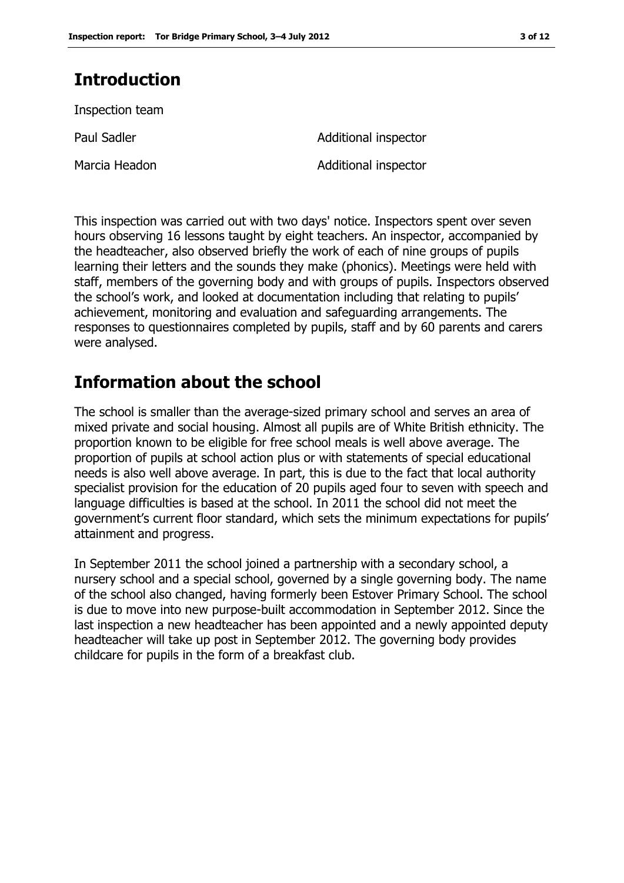## Introduction

Inspection team

| | |
|---|---|
| Paul Sadler | Additional inspector |
| Marcia Headon | Additional inspector |

This inspection was carried out with two days' notice. Inspectors spent over seven hours observing 16 lessons taught by eight teachers. An inspector, accompanied by the headteacher, also observed briefly the work of each of nine groups of pupils learning their letters and the sounds they make (phonics). Meetings were held with staff, members of the governing body and with groups of pupils. Inspectors observed the school's work, and looked at documentation including that relating to pupils' achievement, monitoring and evaluation and safeguarding arrangements. The responses to questionnaires completed by pupils, staff and by 60 parents and carers were analysed.

## Information about the school

The school is smaller than the average-sized primary school and serves an area of mixed private and social housing. Almost all pupils are of White British ethnicity. The proportion known to be eligible for free school meals is well above average. The proportion of pupils at school action plus or with statements of special educational needs is also well above average. In part, this is due to the fact that local authority specialist provision for the education of 20 pupils aged four to seven with speech and language difficulties is based at the school. In 2011 the school did not meet the government's current floor standard, which sets the minimum expectations for pupils' attainment and progress.

In September 2011 the school joined a partnership with a secondary school, a nursery school and a special school, governed by a single governing body. The name of the school also changed, having formerly been Estover Primary School. The school is due to move into new purpose-built accommodation in September 2012. Since the last inspection a new headteacher has been appointed and a newly appointed deputy headteacher will take up post in September 2012. The governing body provides childcare for pupils in the form of a breakfast club.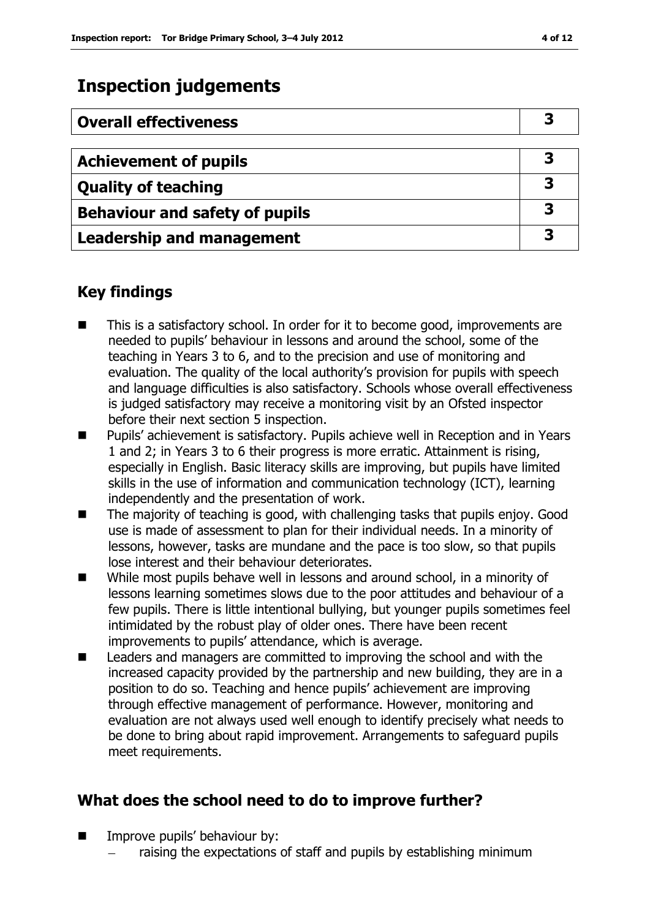# Inspection judgements

| Overall effectiveness | 3 |
| --- | --- |
| **Achievement of pupils** | **3** |
| **Quality of teaching** | **3** |
| **Behaviour and safety of pupils** | **3** |
| **Leadership and management** | **3** |

## Key findings

- This is a satisfactory school. In order for it to become good, improvements are needed to pupils' behaviour in lessons and around the school, some of the teaching in Years 3 to 6, and to the precision and use of monitoring and evaluation. The quality of the local authority's provision for pupils with speech and language difficulties is also satisfactory. Schools whose overall effectiveness is judged satisfactory may receive a monitoring visit by an Ofsted inspector before their next section 5 inspection.
- Pupils' achievement is satisfactory. Pupils achieve well in Reception and in Years 1 and 2; in Years 3 to 6 their progress is more erratic. Attainment is rising, especially in English. Basic literacy skills are improving, but pupils have limited skills in the use of information and communication technology (ICT), learning independently and the presentation of work.
- The majority of teaching is good, with challenging tasks that pupils enjoy. Good use is made of assessment to plan for their individual needs. In a minority of lessons, however, tasks are mundane and the pace is too slow, so that pupils lose interest and their behaviour deteriorates.
- While most pupils behave well in lessons and around school, in a minority of lessons learning sometimes slows due to the poor attitudes and behaviour of a few pupils. There is little intentional bullying, but younger pupils sometimes feel intimidated by the robust play of older ones. There have been recent improvements to pupils' attendance, which is average.
- Leaders and managers are committed to improving the school and with the increased capacity provided by the partnership and new building, they are in a position to do so. Teaching and hence pupils' achievement are improving through effective management of performance. However, monitoring and evaluation are not always used well enough to identify precisely what needs to be done to bring about rapid improvement. Arrangements to safeguard pupils meet requirements.

## What does the school need to do to improve further?

- Improve pupils' behaviour by:
  - raising the expectations of staff and pupils by establishing minimum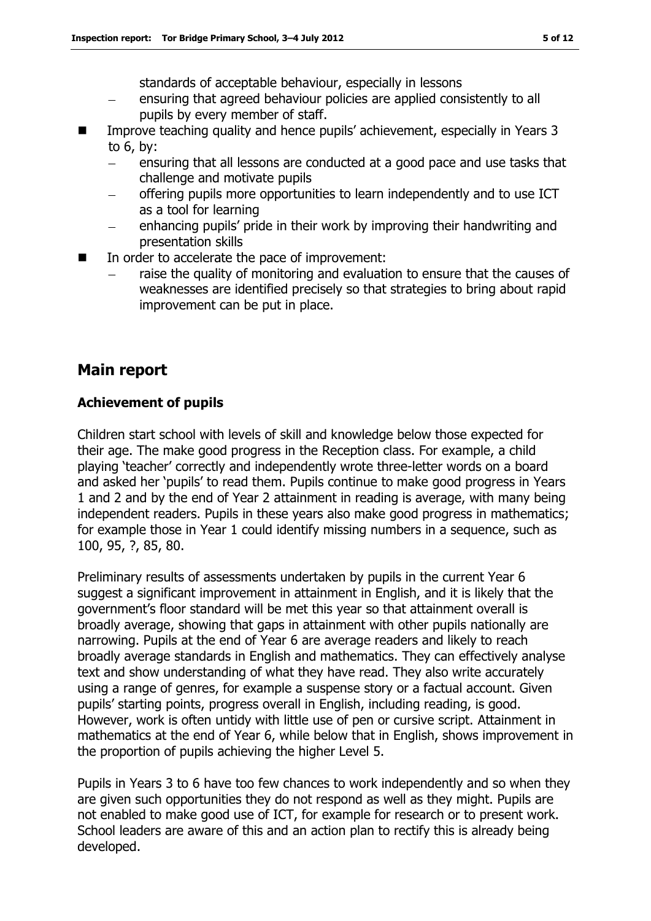standards of acceptable behaviour, especially in lessons
  - ensuring that agreed behaviour policies are applied consistently to all pupils by every member of staff.

- Improve teaching quality and hence pupils' achievement, especially in Years 3 to 6, by:
  - ensuring that all lessons are conducted at a good pace and use tasks that challenge and motivate pupils
  - offering pupils more opportunities to learn independently and to use ICT as a tool for learning
  - enhancing pupils' pride in their work by improving their handwriting and presentation skills
- In order to accelerate the pace of improvement:
  - raise the quality of monitoring and evaluation to ensure that the causes of weaknesses are identified precisely so that strategies to bring about rapid improvement can be put in place.

## Main report

### Achievement of pupils

Children start school with levels of skill and knowledge below those expected for their age. The make good progress in the Reception class. For example, a child playing 'teacher' correctly and independently wrote three-letter words on a board and asked her 'pupils' to read them. Pupils continue to make good progress in Years 1 and 2 and by the end of Year 2 attainment in reading is average, with many being independent readers. Pupils in these years also make good progress in mathematics; for example those in Year 1 could identify missing numbers in a sequence, such as 100, 95, ?, 85, 80.

Preliminary results of assessments undertaken by pupils in the current Year 6 suggest a significant improvement in attainment in English, and it is likely that the government's floor standard will be met this year so that attainment overall is broadly average, showing that gaps in attainment with other pupils nationally are narrowing. Pupils at the end of Year 6 are average readers and likely to reach broadly average standards in English and mathematics. They can effectively analyse text and show understanding of what they have read. They also write accurately using a range of genres, for example a suspense story or a factual account. Given pupils' starting points, progress overall in English, including reading, is good. However, work is often untidy with little use of pen or cursive script. Attainment in mathematics at the end of Year 6, while below that in English, shows improvement in the proportion of pupils achieving the higher Level 5.

Pupils in Years 3 to 6 have too few chances to work independently and so when they are given such opportunities they do not respond as well as they might. Pupils are not enabled to make good use of ICT, for example for research or to present work. School leaders are aware of this and an action plan to rectify this is already being developed.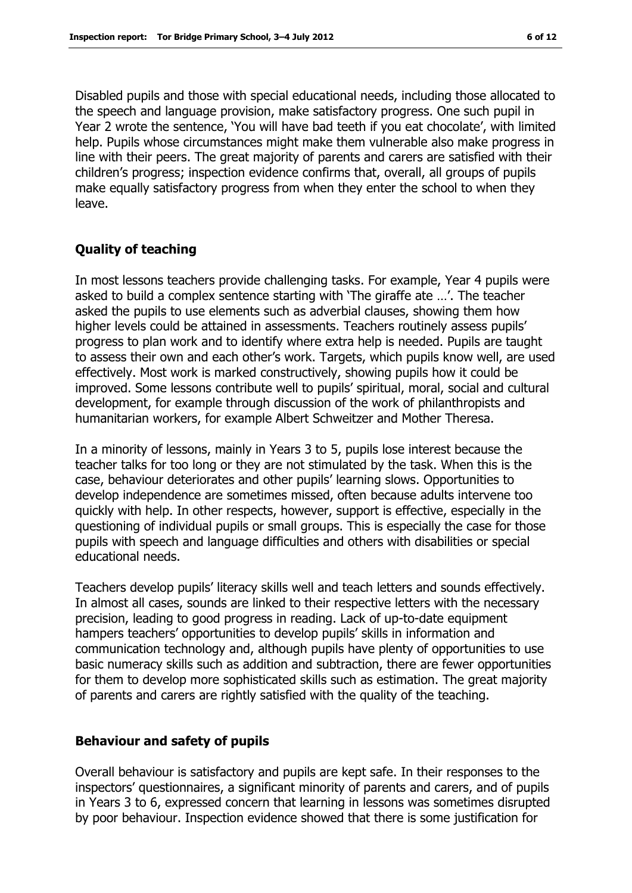Disabled pupils and those with special educational needs, including those allocated to the speech and language provision, make satisfactory progress. One such pupil in Year 2 wrote the sentence, 'You will have bad teeth if you eat chocolate', with limited help. Pupils whose circumstances might make them vulnerable also make progress in line with their peers. The great majority of parents and carers are satisfied with their children's progress; inspection evidence confirms that, overall, all groups of pupils make equally satisfactory progress from when they enter the school to when they leave.

### Quality of teaching

In most lessons teachers provide challenging tasks. For example, Year 4 pupils were asked to build a complex sentence starting with 'The giraffe ate …'. The teacher asked the pupils to use elements such as adverbial clauses, showing them how higher levels could be attained in assessments. Teachers routinely assess pupils' progress to plan work and to identify where extra help is needed. Pupils are taught to assess their own and each other's work. Targets, which pupils know well, are used effectively. Most work is marked constructively, showing pupils how it could be improved. Some lessons contribute well to pupils' spiritual, moral, social and cultural development, for example through discussion of the work of philanthropists and humanitarian workers, for example Albert Schweitzer and Mother Theresa.

In a minority of lessons, mainly in Years 3 to 5, pupils lose interest because the teacher talks for too long or they are not stimulated by the task. When this is the case, behaviour deteriorates and other pupils' learning slows. Opportunities to develop independence are sometimes missed, often because adults intervene too quickly with help. In other respects, however, support is effective, especially in the questioning of individual pupils or small groups. This is especially the case for those pupils with speech and language difficulties and others with disabilities or special educational needs.

Teachers develop pupils' literacy skills well and teach letters and sounds effectively. In almost all cases, sounds are linked to their respective letters with the necessary precision, leading to good progress in reading. Lack of up-to-date equipment hampers teachers' opportunities to develop pupils' skills in information and communication technology and, although pupils have plenty of opportunities to use basic numeracy skills such as addition and subtraction, there are fewer opportunities for them to develop more sophisticated skills such as estimation. The great majority of parents and carers are rightly satisfied with the quality of the teaching.

### Behaviour and safety of pupils

Overall behaviour is satisfactory and pupils are kept safe. In their responses to the inspectors' questionnaires, a significant minority of parents and carers, and of pupils in Years 3 to 6, expressed concern that learning in lessons was sometimes disrupted by poor behaviour. Inspection evidence showed that there is some justification for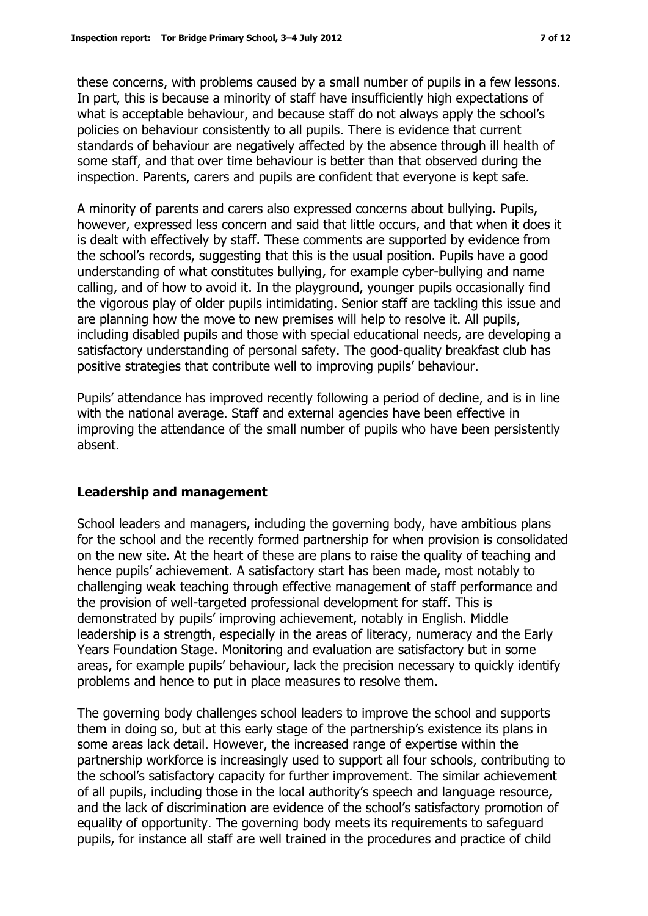these concerns, with problems caused by a small number of pupils in a few lessons. In part, this is because a minority of staff have insufficiently high expectations of what is acceptable behaviour, and because staff do not always apply the school's policies on behaviour consistently to all pupils. There is evidence that current standards of behaviour are negatively affected by the absence through ill health of some staff, and that over time behaviour is better than that observed during the inspection. Parents, carers and pupils are confident that everyone is kept safe.

A minority of parents and carers also expressed concerns about bullying. Pupils, however, expressed less concern and said that little occurs, and that when it does it is dealt with effectively by staff. These comments are supported by evidence from the school's records, suggesting that this is the usual position. Pupils have a good understanding of what constitutes bullying, for example cyber-bullying and name calling, and of how to avoid it. In the playground, younger pupils occasionally find the vigorous play of older pupils intimidating. Senior staff are tackling this issue and are planning how the move to new premises will help to resolve it. All pupils, including disabled pupils and those with special educational needs, are developing a satisfactory understanding of personal safety. The good-quality breakfast club has positive strategies that contribute well to improving pupils' behaviour.

Pupils' attendance has improved recently following a period of decline, and is in line with the national average. Staff and external agencies have been effective in improving the attendance of the small number of pupils who have been persistently absent.

### Leadership and management

School leaders and managers, including the governing body, have ambitious plans for the school and the recently formed partnership for when provision is consolidated on the new site. At the heart of these are plans to raise the quality of teaching and hence pupils' achievement. A satisfactory start has been made, most notably to challenging weak teaching through effective management of staff performance and the provision of well-targeted professional development for staff. This is demonstrated by pupils' improving achievement, notably in English. Middle leadership is a strength, especially in the areas of literacy, numeracy and the Early Years Foundation Stage. Monitoring and evaluation are satisfactory but in some areas, for example pupils' behaviour, lack the precision necessary to quickly identify problems and hence to put in place measures to resolve them.

The governing body challenges school leaders to improve the school and supports them in doing so, but at this early stage of the partnership's existence its plans in some areas lack detail. However, the increased range of expertise within the partnership workforce is increasingly used to support all four schools, contributing to the school's satisfactory capacity for further improvement. The similar achievement of all pupils, including those in the local authority's speech and language resource, and the lack of discrimination are evidence of the school's satisfactory promotion of equality of opportunity. The governing body meets its requirements to safeguard pupils, for instance all staff are well trained in the procedures and practice of child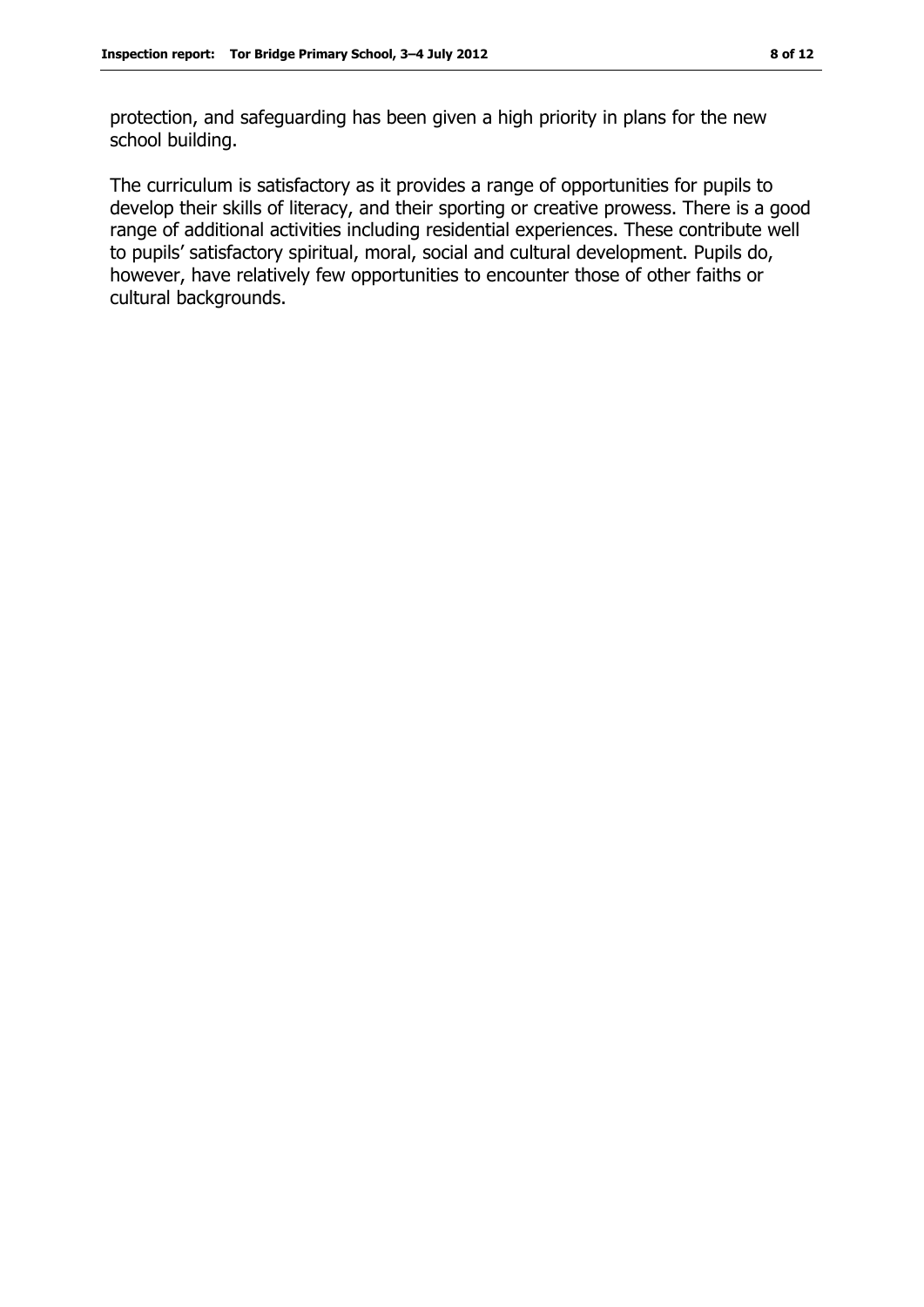protection, and safeguarding has been given a high priority in plans for the new school building.

The curriculum is satisfactory as it provides a range of opportunities for pupils to develop their skills of literacy, and their sporting or creative prowess. There is a good range of additional activities including residential experiences. These contribute well to pupils' satisfactory spiritual, moral, social and cultural development. Pupils do, however, have relatively few opportunities to encounter those of other faiths or cultural backgrounds.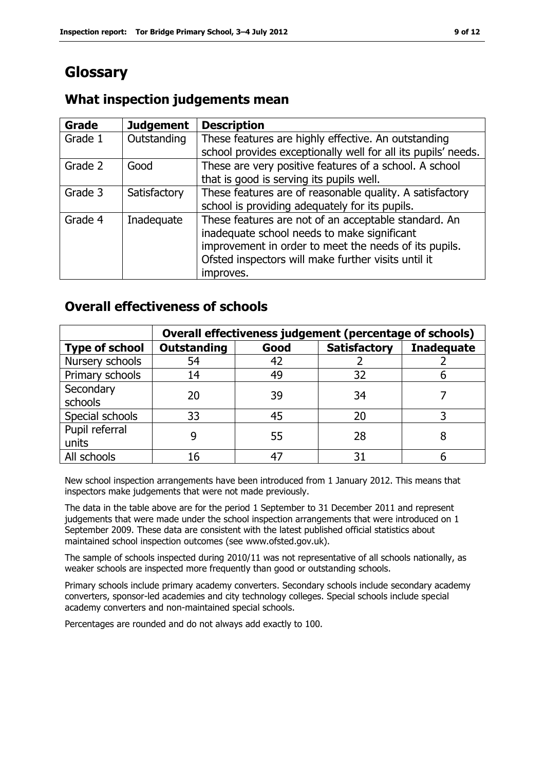# Glossary

## What inspection judgements mean

| Grade | Judgement | Description |
|---|---|---|
| Grade 1 | Outstanding | These features are highly effective. An outstanding school provides exceptionally well for all its pupils' needs. |
| Grade 2 | Good | These are very positive features of a school. A school that is good is serving its pupils well. |
| Grade 3 | Satisfactory | These features are of reasonable quality. A satisfactory school is providing adequately for its pupils. |
| Grade 4 | Inadequate | These features are not of an acceptable standard. An inadequate school needs to make significant improvement in order to meet the needs of its pupils. Ofsted inspectors will make further visits until it improves. |

## Overall effectiveness of schools

| | Overall effectiveness judgement (percentage of schools) | | | |
|---|---|---|---|---|
| **Type of school** | **Outstanding** | **Good** | **Satisfactory** | **Inadequate** |
| Nursery schools | 54 | 42 | 2 | 2 |
| Primary schools | 14 | 49 | 32 | 6 |
| Secondary schools | 20 | 39 | 34 | 7 |
| Special schools | 33 | 45 | 20 | 3 |
| Pupil referral units | 9 | 55 | 28 | 8 |
| All schools | 16 | 47 | 31 | 6 |

New school inspection arrangements have been introduced from 1 January 2012. This means that inspectors make judgements that were not made previously.

The data in the table above are for the period 1 September to 31 December 2011 and represent judgements that were made under the school inspection arrangements that were introduced on 1 September 2009. These data are consistent with the latest published official statistics about maintained school inspection outcomes (see www.ofsted.gov.uk).

The sample of schools inspected during 2010/11 was not representative of all schools nationally, as weaker schools are inspected more frequently than good or outstanding schools.

Primary schools include primary academy converters. Secondary schools include secondary academy converters, sponsor-led academies and city technology colleges. Special schools include special academy converters and non-maintained special schools.

Percentages are rounded and do not always add exactly to 100.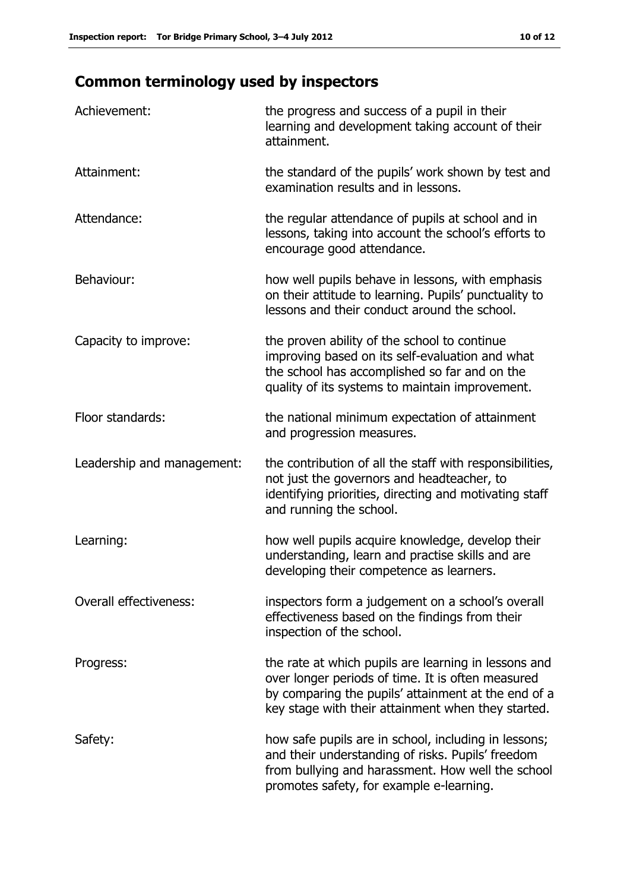## Common terminology used by inspectors

| | |
|---|---|
| Achievement: | the progress and success of a pupil in their learning and development taking account of their attainment. |
| Attainment: | the standard of the pupils' work shown by test and examination results and in lessons. |
| Attendance: | the regular attendance of pupils at school and in lessons, taking into account the school's efforts to encourage good attendance. |
| Behaviour: | how well pupils behave in lessons, with emphasis on their attitude to learning. Pupils' punctuality to lessons and their conduct around the school. |
| Capacity to improve: | the proven ability of the school to continue improving based on its self-evaluation and what the school has accomplished so far and on the quality of its systems to maintain improvement. |
| Floor standards: | the national minimum expectation of attainment and progression measures. |
| Leadership and management: | the contribution of all the staff with responsibilities, not just the governors and headteacher, to identifying priorities, directing and motivating staff and running the school. |
| Learning: | how well pupils acquire knowledge, develop their understanding, learn and practise skills and are developing their competence as learners. |
| Overall effectiveness: | inspectors form a judgement on a school's overall effectiveness based on the findings from their inspection of the school. |
| Progress: | the rate at which pupils are learning in lessons and over longer periods of time. It is often measured by comparing the pupils' attainment at the end of a key stage with their attainment when they started. |
| Safety: | how safe pupils are in school, including in lessons; and their understanding of risks. Pupils' freedom from bullying and harassment. How well the school promotes safety, for example e-learning. |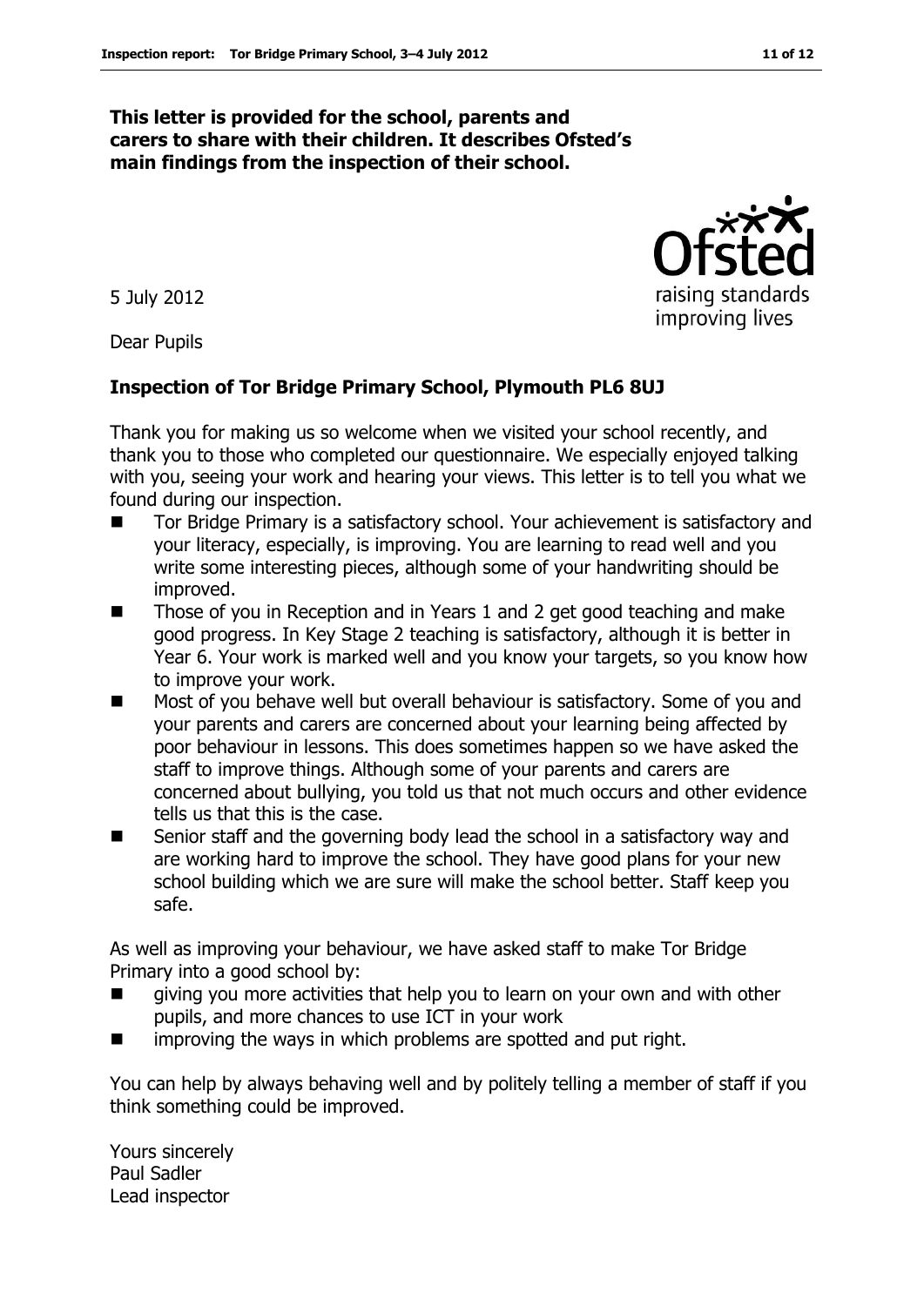**This letter is provided for the school, parents and carers to share with their children. It describes Ofsted's main findings from the inspection of their school.**

5 July 2012

Dear Pupils

**Inspection of Tor Bridge Primary School, Plymouth PL6 8UJ**

Thank you for making us so welcome when we visited your school recently, and thank you to those who completed our questionnaire. We especially enjoyed talking with you, seeing your work and hearing your views. This letter is to tell you what we found during our inspection.

- Tor Bridge Primary is a satisfactory school. Your achievement is satisfactory and your literacy, especially, is improving. You are learning to read well and you write some interesting pieces, although some of your handwriting should be improved.
- Those of you in Reception and in Years 1 and 2 get good teaching and make good progress. In Key Stage 2 teaching is satisfactory, although it is better in Year 6. Your work is marked well and you know your targets, so you know how to improve your work.
- Most of you behave well but overall behaviour is satisfactory. Some of you and your parents and carers are concerned about your learning being affected by poor behaviour in lessons. This does sometimes happen so we have asked the staff to improve things. Although some of your parents and carers are concerned about bullying, you told us that not much occurs and other evidence tells us that this is the case.
- Senior staff and the governing body lead the school in a satisfactory way and are working hard to improve the school. They have good plans for your new school building which we are sure will make the school better. Staff keep you safe.

As well as improving your behaviour, we have asked staff to make Tor Bridge Primary into a good school by:

- giving you more activities that help you to learn on your own and with other pupils, and more chances to use ICT in your work
- improving the ways in which problems are spotted and put right.

You can help by always behaving well and by politely telling a member of staff if you think something could be improved.

Yours sincerely
Paul Sadler
Lead inspector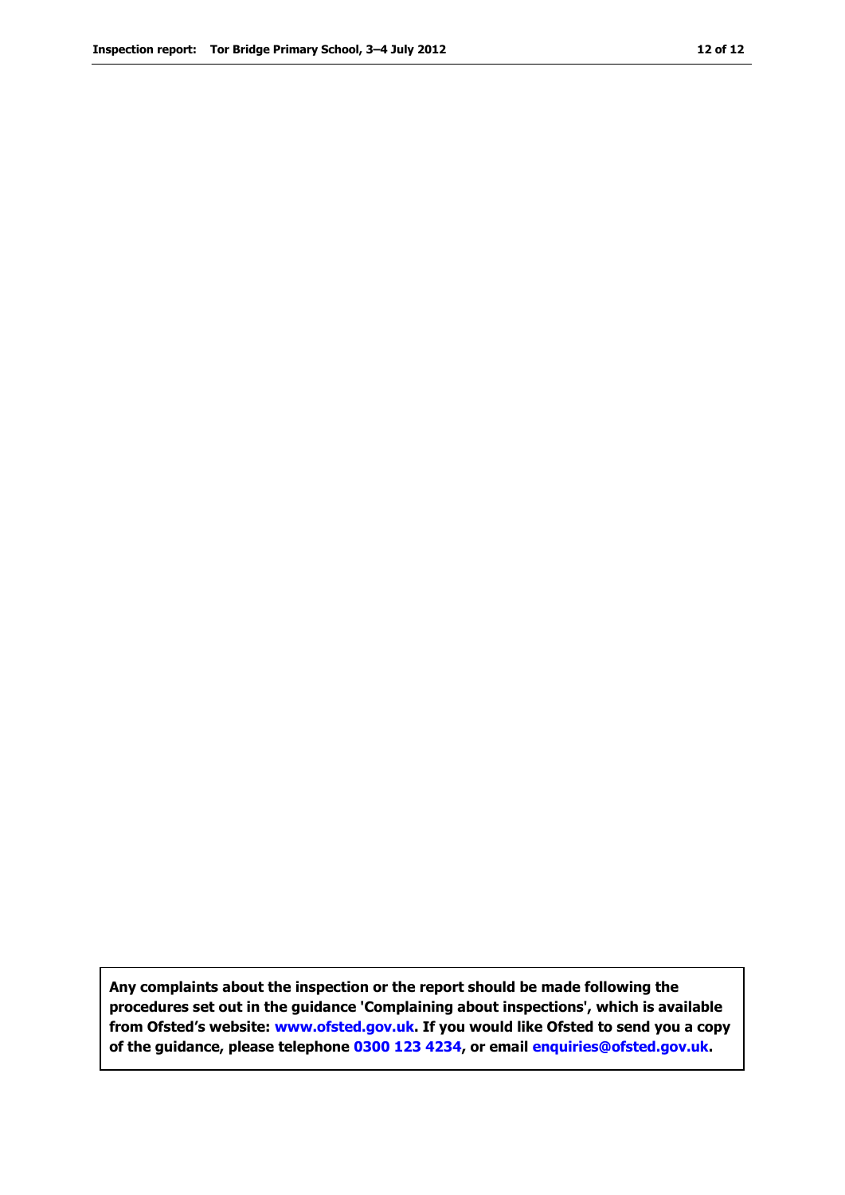**Any complaints about the inspection or the report should be made following the procedures set out in the guidance 'Complaining about inspections', which is available from Ofsted's website: www.ofsted.gov.uk. If you would like Ofsted to send you a copy of the guidance, please telephone 0300 123 4234, or email enquiries@ofsted.gov.uk.**